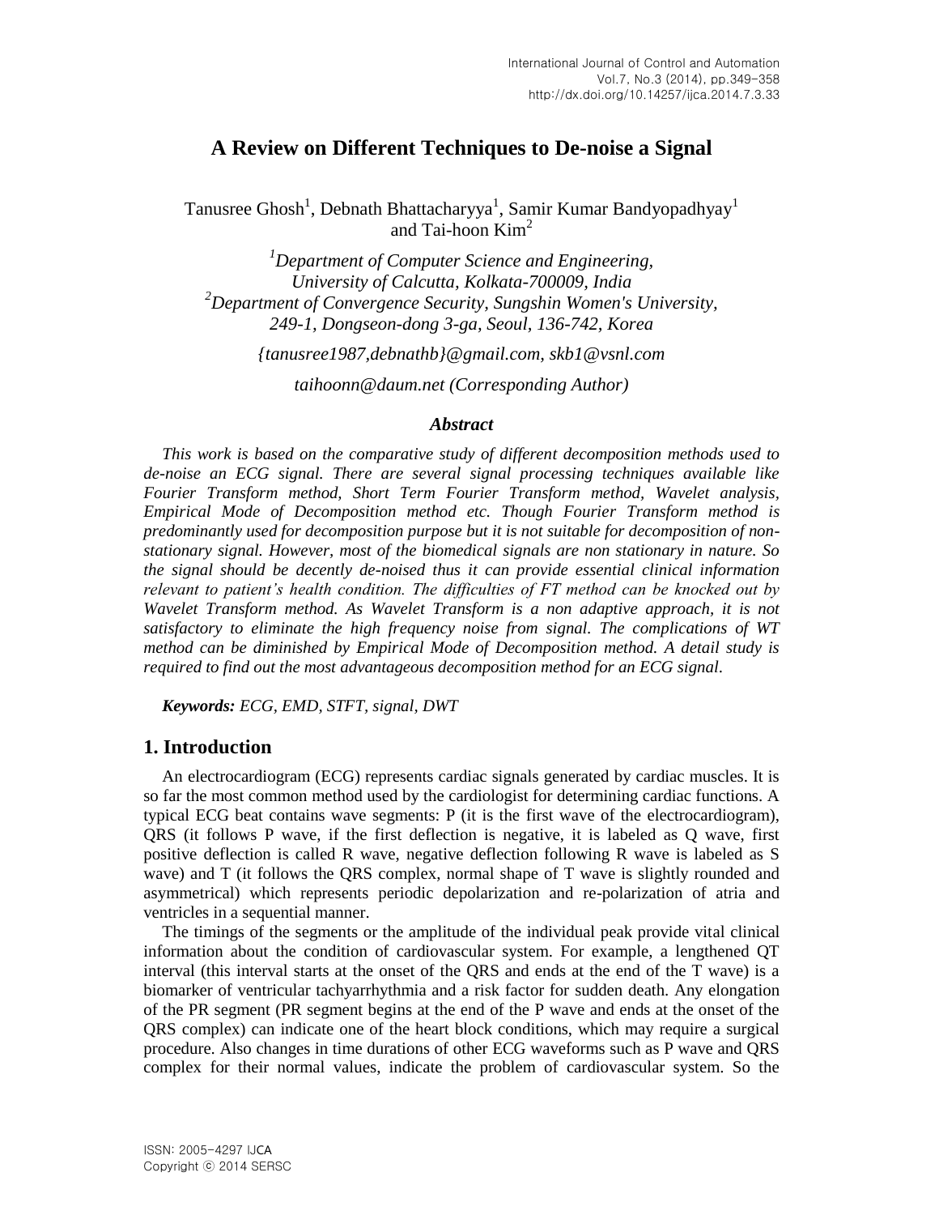# A Review on Different Techniques to De-noise a Signal

Tanusree Ghosh[1], Debnath Bhattacharyya[1], Samir Kumar Bandyopadhyay[1] and Tai-hoon Kim[2]

*[1]Department of Computer Science and Engineering, University of Calcutta, Kolkata-700009, India*
*[2]Department of Convergence Security, Sungshin Women's University, 249-1, Dongseon-dong 3-ga, Seoul, 136-742, Korea*

*{tanusree1987,debnathb}@gmail.com, skb1@vsnl.com*

*taihoonn@daum.net (Corresponding Author)*

### *Abstract*

*This work is based on the comparative study of different decomposition methods used to de-noise an ECG signal. There are several signal processing techniques available like Fourier Transform method, Short Term Fourier Transform method, Wavelet analysis, Empirical Mode of Decomposition method etc. Though Fourier Transform method is predominantly used for decomposition purpose but it is not suitable for decomposition of non-stationary signal. However, most of the biomedical signals are non stationary in nature. So the signal should be decently de-noised thus it can provide essential clinical information relevant to patient's health condition. The difficulties of FT method can be knocked out by Wavelet Transform method. As Wavelet Transform is a non adaptive approach, it is not satisfactory to eliminate the high frequency noise from signal. The complications of WT method can be diminished by Empirical Mode of Decomposition method. A detail study is required to find out the most advantageous decomposition method for an ECG signal.*

***Keywords:*** *ECG, EMD, STFT, signal, DWT*

## 1. Introduction

An electrocardiogram (ECG) represents cardiac signals generated by cardiac muscles. It is so far the most common method used by the cardiologist for determining cardiac functions. A typical ECG beat contains wave segments: P (it is the first wave of the electrocardiogram), QRS (it follows P wave, if the first deflection is negative, it is labeled as Q wave, first positive deflection is called R wave, negative deflection following R wave is labeled as S wave) and T (it follows the QRS complex, normal shape of T wave is slightly rounded and asymmetrical) which represents periodic depolarization and re-polarization of atria and ventricles in a sequential manner.

The timings of the segments or the amplitude of the individual peak provide vital clinical information about the condition of cardiovascular system. For example, a lengthened QT interval (this interval starts at the onset of the QRS and ends at the end of the T wave) is a biomarker of ventricular tachyarrhythmia and a risk factor for sudden death. Any elongation of the PR segment (PR segment begins at the end of the P wave and ends at the onset of the QRS complex) can indicate one of the heart block conditions, which may require a surgical procedure. Also changes in time durations of other ECG waveforms such as P wave and QRS complex for their normal values, indicate the problem of cardiovascular system. So the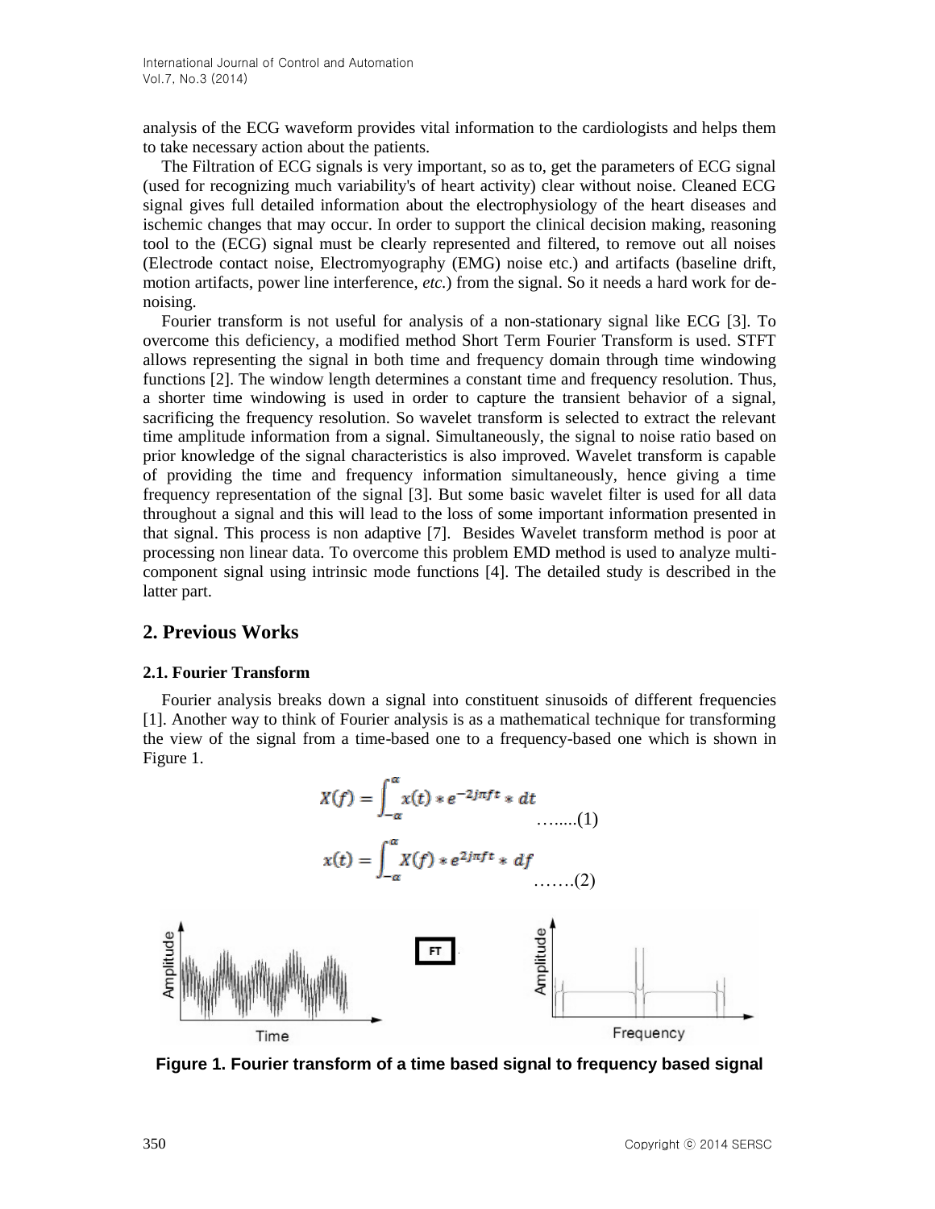analysis of the ECG waveform provides vital information to the cardiologists and helps them to take necessary action about the patients.

The Filtration of ECG signals is very important, so as to, get the parameters of ECG signal (used for recognizing much variability's of heart activity) clear without noise. Cleaned ECG signal gives full detailed information about the electrophysiology of the heart diseases and ischemic changes that may occur. In order to support the clinical decision making, reasoning tool to the (ECG) signal must be clearly represented and filtered, to remove out all noises (Electrode contact noise, Electromyography (EMG) noise etc.) and artifacts (baseline drift, motion artifacts, power line interference, *etc.*) from the signal. So it needs a hard work for de-noising.

Fourier transform is not useful for analysis of a non-stationary signal like ECG [3]. To overcome this deficiency, a modified method Short Term Fourier Transform is used. STFT allows representing the signal in both time and frequency domain through time windowing functions [2]. The window length determines a constant time and frequency resolution. Thus, a shorter time windowing is used in order to capture the transient behavior of a signal, sacrificing the frequency resolution. So wavelet transform is selected to extract the relevant time amplitude information from a signal. Simultaneously, the signal to noise ratio based on prior knowledge of the signal characteristics is also improved. Wavelet transform is capable of providing the time and frequency information simultaneously, hence giving a time frequency representation of the signal [3]. But some basic wavelet filter is used for all data throughout a signal and this will lead to the loss of some important information presented in that signal. This process is non adaptive [7]. Besides Wavelet transform method is poor at processing non linear data. To overcome this problem EMD method is used to analyze multi-component signal using intrinsic mode functions [4]. The detailed study is described in the latter part.

## 2. Previous Works

### 2.1. Fourier Transform

Fourier analysis breaks down a signal into constituent sinusoids of different frequencies [1]. Another way to think of Fourier analysis is as a mathematical technique for transforming the view of the signal from a time-based one to a frequency-based one which is shown in Figure 1.

$$X(f) = \int_{-\alpha}^{\alpha} x(t) * e^{-2j\pi ft} * dt \quad \text{......(1)}$$

$$x(t) = \int_{-\alpha}^{\alpha} X(f) * e^{2j\pi ft} * df \quad \text{.......(2)}$$

**Figure 1. Fourier transform of a time based signal to frequency based signal**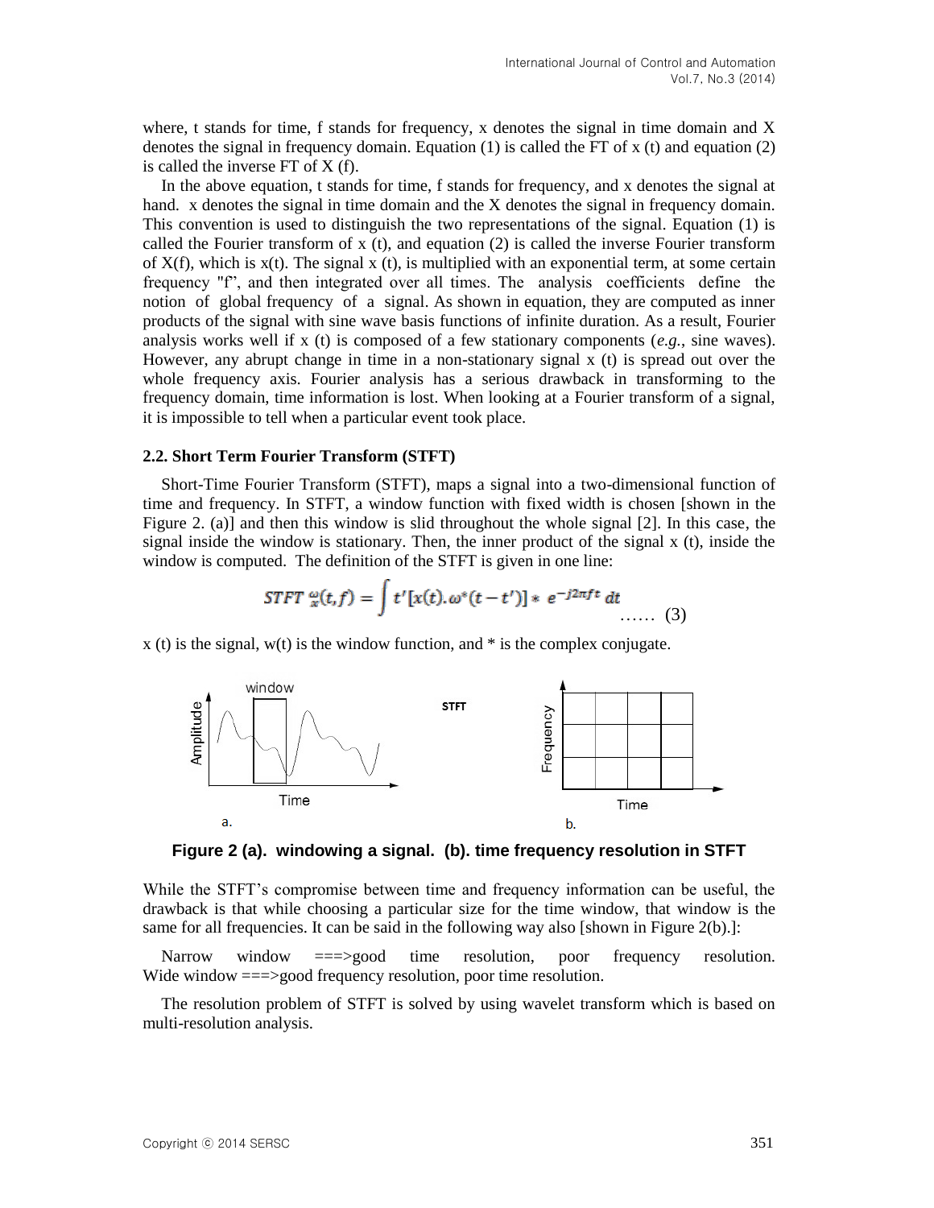where, t stands for time, f stands for frequency, x denotes the signal in time domain and X denotes the signal in frequency domain. Equation (1) is called the FT of x (t) and equation (2) is called the inverse FT of X (f).

In the above equation, t stands for time, f stands for frequency, and x denotes the signal at hand. x denotes the signal in time domain and the X denotes the signal in frequency domain. This convention is used to distinguish the two representations of the signal. Equation (1) is called the Fourier transform of x (t), and equation (2) is called the inverse Fourier transform of X(f), which is x(t). The signal x (t), is multiplied with an exponential term, at some certain frequency "f", and then integrated over all times. The analysis coefficients define the notion of global frequency of a signal. As shown in equation, they are computed as inner products of the signal with sine wave basis functions of infinite duration. As a result, Fourier analysis works well if x (t) is composed of a few stationary components (*e.g.*, sine waves). However, any abrupt change in time in a non-stationary signal x (t) is spread out over the whole frequency axis. Fourier analysis has a serious drawback in transforming to the frequency domain, time information is lost. When looking at a Fourier transform of a signal, it is impossible to tell when a particular event took place.

### 2.2. Short Term Fourier Transform (STFT)

Short-Time Fourier Transform (STFT), maps a signal into a two-dimensional function of time and frequency. In STFT, a window function with fixed width is chosen [shown in the Figure 2. (a)] and then this window is slid throughout the whole signal [2]. In this case, the signal inside the window is stationary. Then, the inner product of the signal x (t), inside the window is computed. The definition of the STFT is given in one line:

$$STFT_x^{\omega}(t,f) = \int t'[x(t).\omega^*(t-t')] * e^{-j2\pi ft}\, dt \quad \ldots\ldots (3)$$

x (t) is the signal, w(t) is the window function, and * is the complex conjugate.

Figure 2 (a). windowing a signal. (b). time frequency resolution in STFT

While the STFT's compromise between time and frequency information can be useful, the drawback is that while choosing a particular size for the time window, that window is the same for all frequencies. It can be said in the following way also [shown in Figure 2(b).]:

Narrow window ===>good time resolution, poor frequency resolution.
Wide window ===>good frequency resolution, poor time resolution.

The resolution problem of STFT is solved by using wavelet transform which is based on multi-resolution analysis.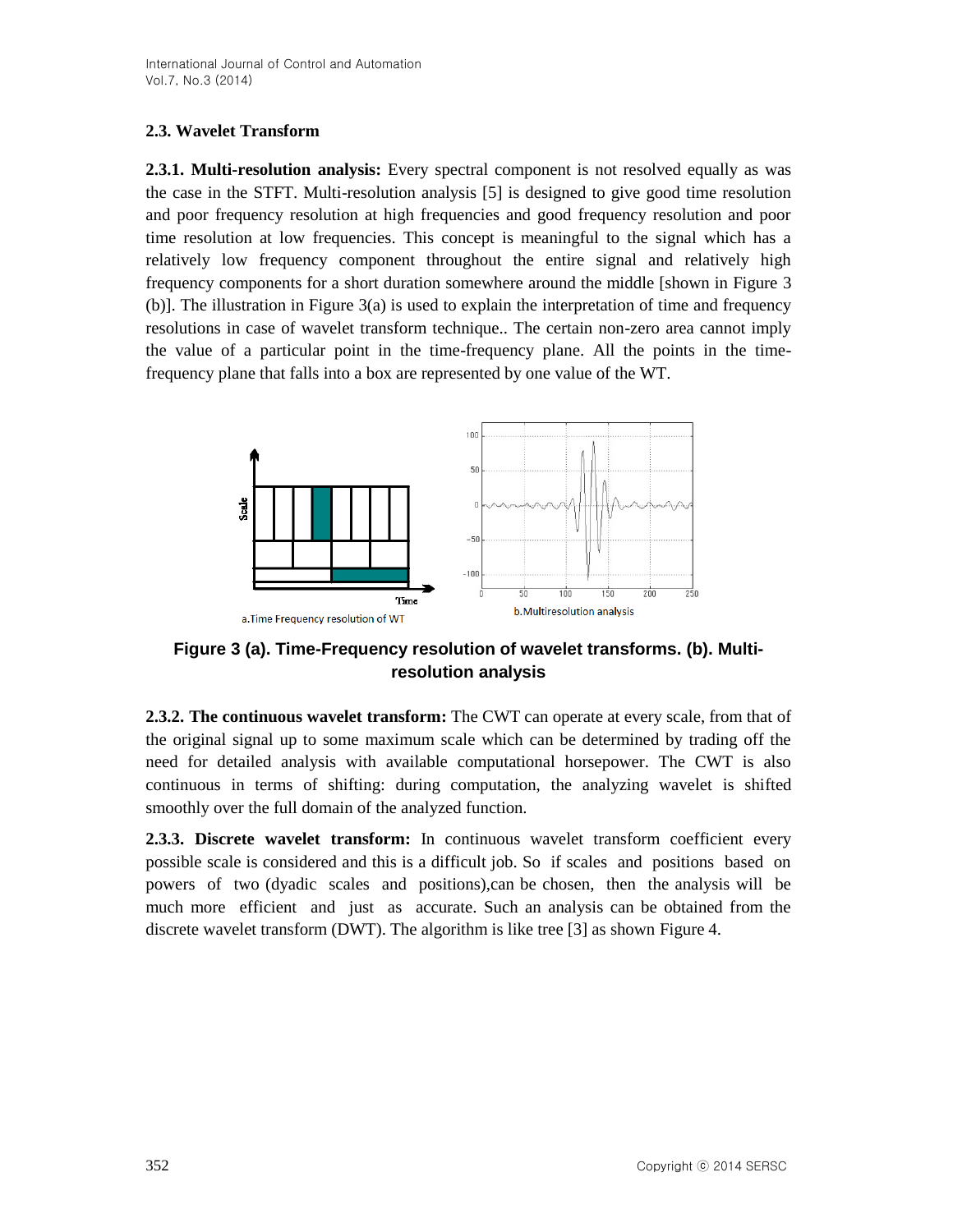### 2.3. Wavelet Transform

**2.3.1. Multi-resolution analysis:** Every spectral component is not resolved equally as was the case in the STFT. Multi-resolution analysis [5] is designed to give good time resolution and poor frequency resolution at high frequencies and good frequency resolution and poor time resolution at low frequencies. This concept is meaningful to the signal which has a relatively low frequency component throughout the entire signal and relatively high frequency components for a short duration somewhere around the middle [shown in Figure 3 (b)]. The illustration in Figure 3(a) is used to explain the interpretation of time and frequency resolutions in case of wavelet transform technique.. The certain non-zero area cannot imply the value of a particular point in the time-frequency plane. All the points in the time-frequency plane that falls into a box are represented by one value of the WT.

a.Time Frequency resolution of WT

b.Multiresolution analysis

**Figure 3 (a). Time-Frequency resolution of wavelet transforms. (b). Multi-resolution analysis**

**2.3.2. The continuous wavelet transform:** The CWT can operate at every scale, from that of the original signal up to some maximum scale which can be determined by trading off the need for detailed analysis with available computational horsepower. The CWT is also continuous in terms of shifting: during computation, the analyzing wavelet is shifted smoothly over the full domain of the analyzed function.

**2.3.3. Discrete wavelet transform:** In continuous wavelet transform coefficient every possible scale is considered and this is a difficult job. So if scales and positions based on powers of two (dyadic scales and positions),can be chosen, then the analysis will be much more efficient and just as accurate. Such an analysis can be obtained from the discrete wavelet transform (DWT). The algorithm is like tree [3] as shown Figure 4.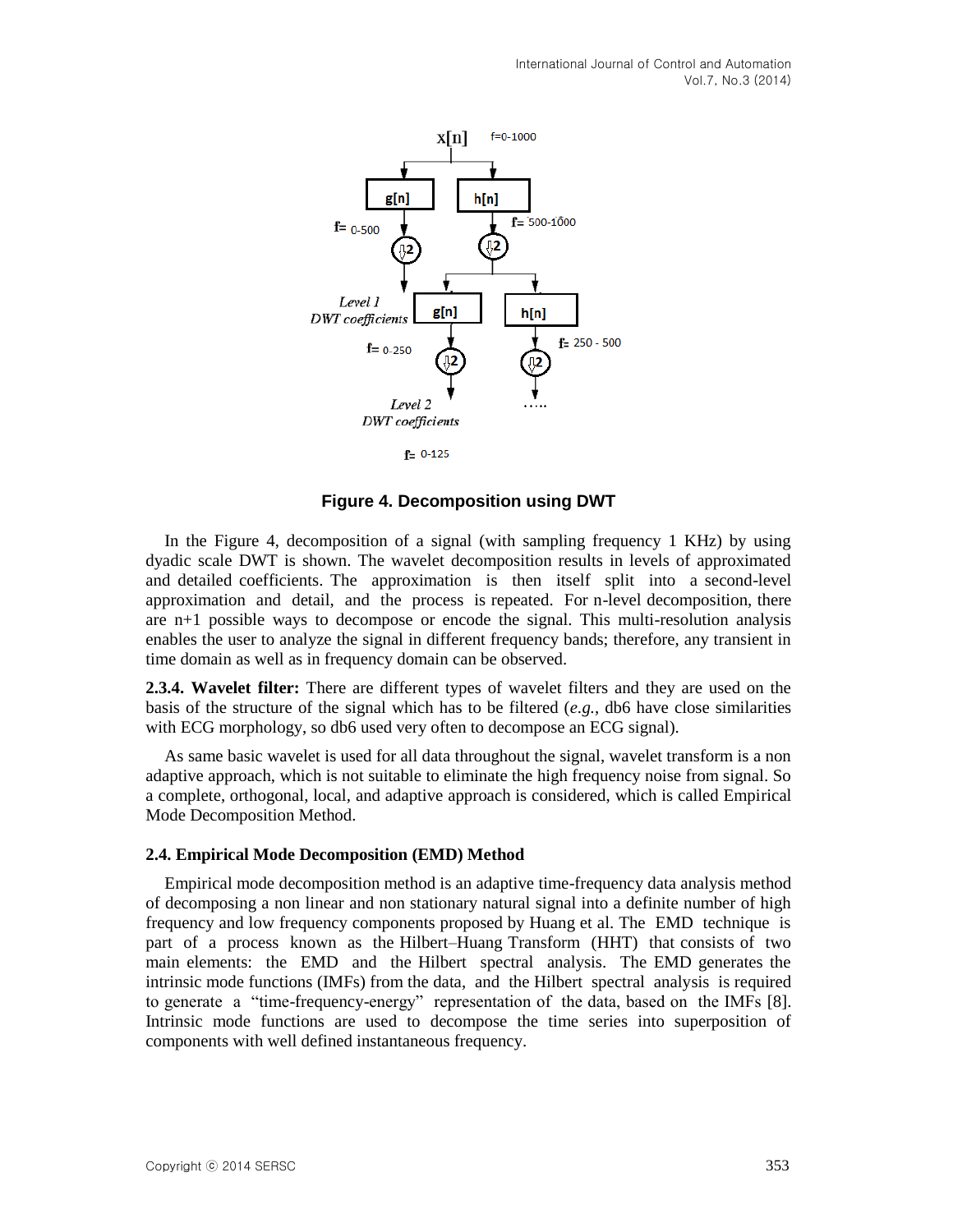**Figure 4. Decomposition using DWT**

In the Figure 4, decomposition of a signal (with sampling frequency 1 KHz) by using dyadic scale DWT is shown. The wavelet decomposition results in levels of approximated and detailed coefficients. The approximation is then itself split into a second-level approximation and detail, and the process is repeated. For n-level decomposition, there are n+1 possible ways to decompose or encode the signal. This multi-resolution analysis enables the user to analyze the signal in different frequency bands; therefore, any transient in time domain as well as in frequency domain can be observed.

**2.3.4. Wavelet filter:** There are different types of wavelet filters and they are used on the basis of the structure of the signal which has to be filtered (*e.g.*, db6 have close similarities with ECG morphology, so db6 used very often to decompose an ECG signal).

As same basic wavelet is used for all data throughout the signal, wavelet transform is a non adaptive approach, which is not suitable to eliminate the high frequency noise from signal. So a complete, orthogonal, local, and adaptive approach is considered, which is called Empirical Mode Decomposition Method.

### 2.4. Empirical Mode Decomposition (EMD) Method

Empirical mode decomposition method is an adaptive time-frequency data analysis method of decomposing a non linear and non stationary natural signal into a definite number of high frequency and low frequency components proposed by Huang et al. The EMD technique is part of a process known as the Hilbert–Huang Transform (HHT) that consists of two main elements: the EMD and the Hilbert spectral analysis. The EMD generates the intrinsic mode functions (IMFs) from the data, and the Hilbert spectral analysis is required to generate a "time-frequency-energy" representation of the data, based on the IMFs [8]. Intrinsic mode functions are used to decompose the time series into superposition of components with well defined instantaneous frequency.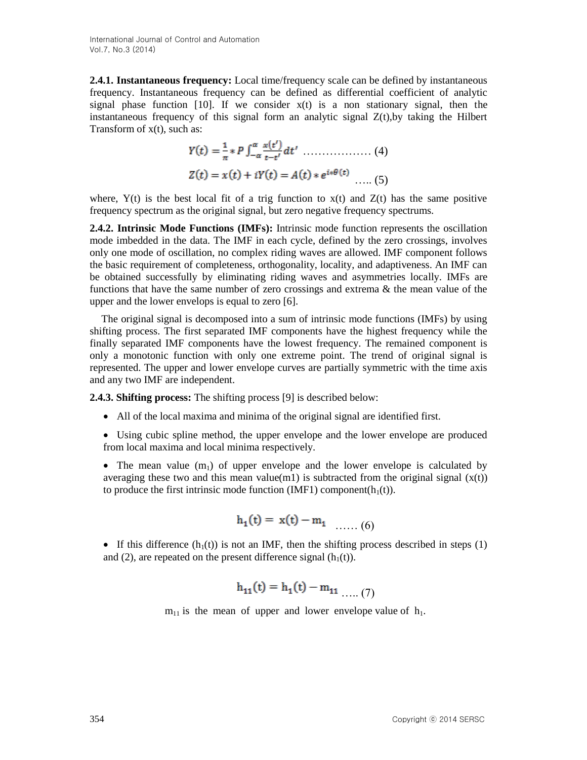**2.4.1. Instantaneous frequency:** Local time/frequency scale can be defined by instantaneous frequency. Instantaneous frequency can be defined as differential coefficient of analytic signal phase function [10]. If we consider x(t) is a non stationary signal, then the instantaneous frequency of this signal form an analytic signal Z(t),by taking the Hilbert Transform of x(t), such as:

$$Y(t) = \frac{1}{\pi} * P \int_{-\alpha}^{\alpha} \frac{x(t')}{t-t'} dt' \quad \text{………………} (4)$$

$$Z(t) = x(t) + iY(t) = A(t) * e^{i*\theta(t)} \quad \text{…..} (5)$$

where, Y(t) is the best local fit of a trig function to x(t) and Z(t) has the same positive frequency spectrum as the original signal, but zero negative frequency spectrums.

**2.4.2. Intrinsic Mode Functions (IMFs):** Intrinsic mode function represents the oscillation mode imbedded in the data. The IMF in each cycle, defined by the zero crossings, involves only one mode of oscillation, no complex riding waves are allowed. IMF component follows the basic requirement of completeness, orthogonality, locality, and adaptiveness. An IMF can be obtained successfully by eliminating riding waves and asymmetries locally. IMFs are functions that have the same number of zero crossings and extrema & the mean value of the upper and the lower envelops is equal to zero [6].

The original signal is decomposed into a sum of intrinsic mode functions (IMFs) by using shifting process. The first separated IMF components have the highest frequency while the finally separated IMF components have the lowest frequency. The remained component is only a monotonic function with only one extreme point. The trend of original signal is represented. The upper and lower envelope curves are partially symmetric with the time axis and any two IMF are independent.

**2.4.3. Shifting process:** The shifting process [9] is described below:

- All of the local maxima and minima of the original signal are identified first.
- Using cubic spline method, the upper envelope and the lower envelope are produced from local maxima and local minima respectively.
- The mean value ($m_1$) of upper envelope and the lower envelope is calculated by averaging these two and this mean value(m1) is subtracted from the original signal (x(t)) to produce the first intrinsic mode function (IMF1) component($h_1(t)$).

$$h_1(t) = x(t) - m_1 \quad \text{……} (6)$$

- If this difference ($h_1(t)$) is not an IMF, then the shifting process described in steps (1) and (2), are repeated on the present difference signal ($h_1(t)$).

$$h_{11}(t) = h_1(t) - m_{11} \quad \text{…..} (7)$$

$m_{11}$ is the mean of upper and lower envelope value of $h_1$.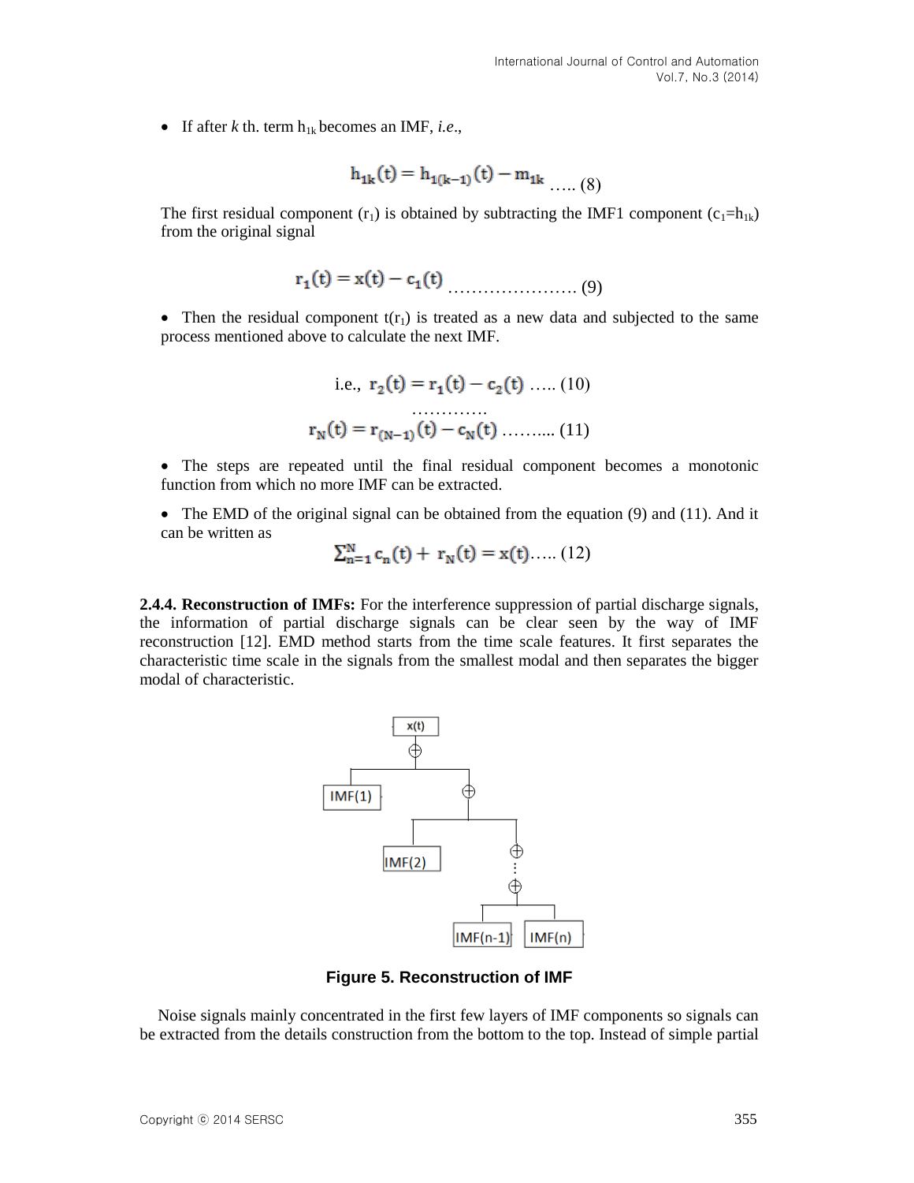- If after $k$ th. term $h_{1k}$ becomes an IMF, *i.e.*,

$$h_{1k}(t) = h_{1(k-1)}(t) - m_{1k} \quad \text{..... (8)}$$

The first residual component ($r_1$) is obtained by subtracting the IMF1 component ($c_1=h_{1k}$) from the original signal

$$r_1(t) = x(t) - c_1(t) \quad \text{..................... (9)}$$

- Then the residual component $t(r_1)$ is treated as a new data and subjected to the same process mentioned above to calculate the next IMF.

$$\text{i.e., } r_2(t) = r_1(t) - c_2(t) \quad \text{..... (10)}$$

.............

$$r_N(t) = r_{(N-1)}(t) - c_N(t) \quad \text{......... (11)}$$

- The steps are repeated until the final residual component becomes a monotonic function from which no more IMF can be extracted.

- The EMD of the original signal can be obtained from the equation (9) and (11). And it can be written as

$$\sum_{n=1}^{N} c_n(t) + r_N(t) = x(t) \quad \text{..... (12)}$$

**2.4.4. Reconstruction of IMFs:** For the interference suppression of partial discharge signals, the information of partial discharge signals can be clear seen by the way of IMF reconstruction [12]. EMD method starts from the time scale features. It first separates the characteristic time scale in the signals from the smallest modal and then separates the bigger modal of characteristic.

**Figure 5. Reconstruction of IMF**

Noise signals mainly concentrated in the first few layers of IMF components so signals can be extracted from the details construction from the bottom to the top. Instead of simple partial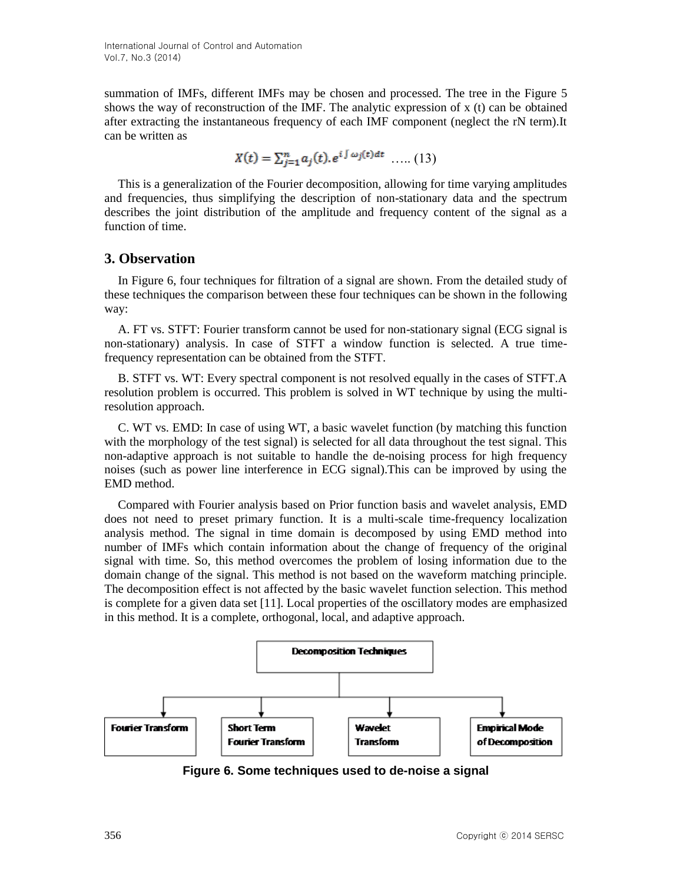summation of IMFs, different IMFs may be chosen and processed. The tree in the Figure 5 shows the way of reconstruction of the IMF. The analytic expression of x (t) can be obtained after extracting the instantaneous frequency of each IMF component (neglect the rN term).It can be written as

$$X(t) = \sum_{j=1}^{n} a_j(t).e^{i\int \omega_j(t)dt} \quad ….. (13)$$

This is a generalization of the Fourier decomposition, allowing for time varying amplitudes and frequencies, thus simplifying the description of non-stationary data and the spectrum describes the joint distribution of the amplitude and frequency content of the signal as a function of time.

## 3. Observation

In Figure 6, four techniques for filtration of a signal are shown. From the detailed study of these techniques the comparison between these four techniques can be shown in the following way:

A. FT vs. STFT: Fourier transform cannot be used for non-stationary signal (ECG signal is non-stationary) analysis. In case of STFT a window function is selected. A true time-frequency representation can be obtained from the STFT.

B. STFT vs. WT: Every spectral component is not resolved equally in the cases of STFT.A resolution problem is occurred. This problem is solved in WT technique by using the multi-resolution approach.

C. WT vs. EMD: In case of using WT, a basic wavelet function (by matching this function with the morphology of the test signal) is selected for all data throughout the test signal. This non-adaptive approach is not suitable to handle the de-noising process for high frequency noises (such as power line interference in ECG signal).This can be improved by using the EMD method.

Compared with Fourier analysis based on Prior function basis and wavelet analysis, EMD does not need to preset primary function. It is a multi-scale time-frequency localization analysis method. The signal in time domain is decomposed by using EMD method into number of IMFs which contain information about the change of frequency of the original signal with time. So, this method overcomes the problem of losing information due to the domain change of the signal. This method is not based on the waveform matching principle. The decomposition effect is not affected by the basic wavelet function selection. This method is complete for a given data set [11]. Local properties of the oscillatory modes are emphasized in this method. It is a complete, orthogonal, local, and adaptive approach.

Decomposition Techniques

Fourier Transform | Short Term Fourier Transform | Wavelet Transform | Empirical Mode of Decomposition

**Figure 6. Some techniques used to de-noise a signal**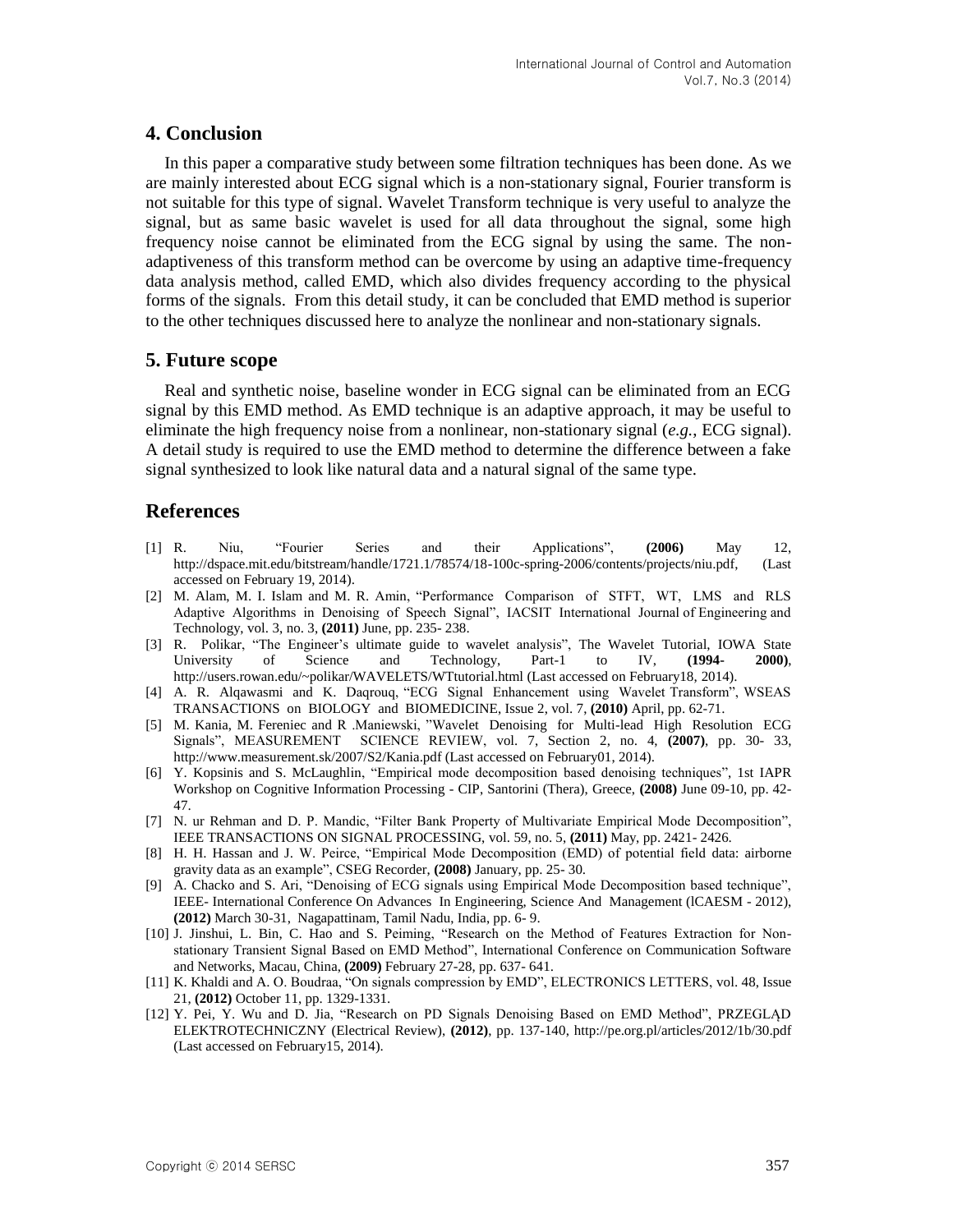## 4. Conclusion

In this paper a comparative study between some filtration techniques has been done. As we are mainly interested about ECG signal which is a non-stationary signal, Fourier transform is not suitable for this type of signal. Wavelet Transform technique is very useful to analyze the signal, but as same basic wavelet is used for all data throughout the signal, some high frequency noise cannot be eliminated from the ECG signal by using the same. The non-adaptiveness of this transform method can be overcome by using an adaptive time-frequency data analysis method, called EMD, which also divides frequency according to the physical forms of the signals. From this detail study, it can be concluded that EMD method is superior to the other techniques discussed here to analyze the nonlinear and non-stationary signals.

## 5. Future scope

Real and synthetic noise, baseline wonder in ECG signal can be eliminated from an ECG signal by this EMD method. As EMD technique is an adaptive approach, it may be useful to eliminate the high frequency noise from a nonlinear, non-stationary signal (*e.g.*, ECG signal). A detail study is required to use the EMD method to determine the difference between a fake signal synthesized to look like natural data and a natural signal of the same type.

## References

[1] R. Niu, "Fourier Series and their Applications", **(2006)** May 12, http://dspace.mit.edu/bitstream/handle/1721.1/78574/18-100c-spring-2006/contents/projects/niu.pdf, (Last accessed on February 19, 2014).

[2] M. Alam, M. I. Islam and M. R. Amin, "Performance Comparison of STFT, WT, LMS and RLS Adaptive Algorithms in Denoising of Speech Signal", IACSIT International Journal of Engineering and Technology, vol. 3, no. 3, **(2011)** June, pp. 235- 238.

[3] R. Polikar, "The Engineer's ultimate guide to wavelet analysis", The Wavelet Tutorial, IOWA State University of Science and Technology, Part-1 to IV, **(1994- 2000)**, http://users.rowan.edu/~polikar/WAVELETS/WTtutorial.html (Last accessed on February18, 2014).

[4] A. R. Alqawasmi and K. Daqrouq, "ECG Signal Enhancement using Wavelet Transform", WSEAS TRANSACTIONS on BIOLOGY and BIOMEDICINE, Issue 2, vol. 7, **(2010)** April, pp. 62-71.

[5] M. Kania, M. Fereniec and R .Maniewski, "Wavelet Denoising for Multi-lead High Resolution ECG Signals", MEASUREMENT SCIENCE REVIEW, vol. 7, Section 2, no. 4, **(2007)**, pp. 30- 33, http://www.measurement.sk/2007/S2/Kania.pdf (Last accessed on February01, 2014).

[6] Y. Kopsinis and S. McLaughlin, "Empirical mode decomposition based denoising techniques", 1st IAPR Workshop on Cognitive Information Processing - CIP, Santorini (Thera), Greece, **(2008)** June 09-10, pp. 42-47.

[7] N. ur Rehman and D. P. Mandic, "Filter Bank Property of Multivariate Empirical Mode Decomposition", IEEE TRANSACTIONS ON SIGNAL PROCESSING, vol. 59, no. 5, **(2011)** May, pp. 2421- 2426.

[8] H. H. Hassan and J. W. Peirce, "Empirical Mode Decomposition (EMD) of potential field data: airborne gravity data as an example", CSEG Recorder, **(2008)** January, pp. 25- 30.

[9] A. Chacko and S. Ari, "Denoising of ECG signals using Empirical Mode Decomposition based technique", IEEE- International Conference On Advances In Engineering, Science And Management (lCAESM - 2012), **(2012)** March 30-31, Nagapattinam, Tamil Nadu, India, pp. 6- 9.

[10] J. Jinshui, L. Bin, C. Hao and S. Peiming, "Research on the Method of Features Extraction for Non-stationary Transient Signal Based on EMD Method", International Conference on Communication Software and Networks, Macau, China, **(2009)** February 27-28, pp. 637- 641.

[11] K. Khaldi and A. O. Boudraa, "On signals compression by EMD", ELECTRONICS LETTERS, vol. 48, Issue 21, **(2012)** October 11, pp. 1329-1331.

[12] Y. Pei, Y. Wu and D. Jia, "Research on PD Signals Denoising Based on EMD Method", PRZEGLĄD ELEKTROTECHNICZNY (Electrical Review), **(2012)**, pp. 137-140, http://pe.org.pl/articles/2012/1b/30.pdf (Last accessed on February15, 2014).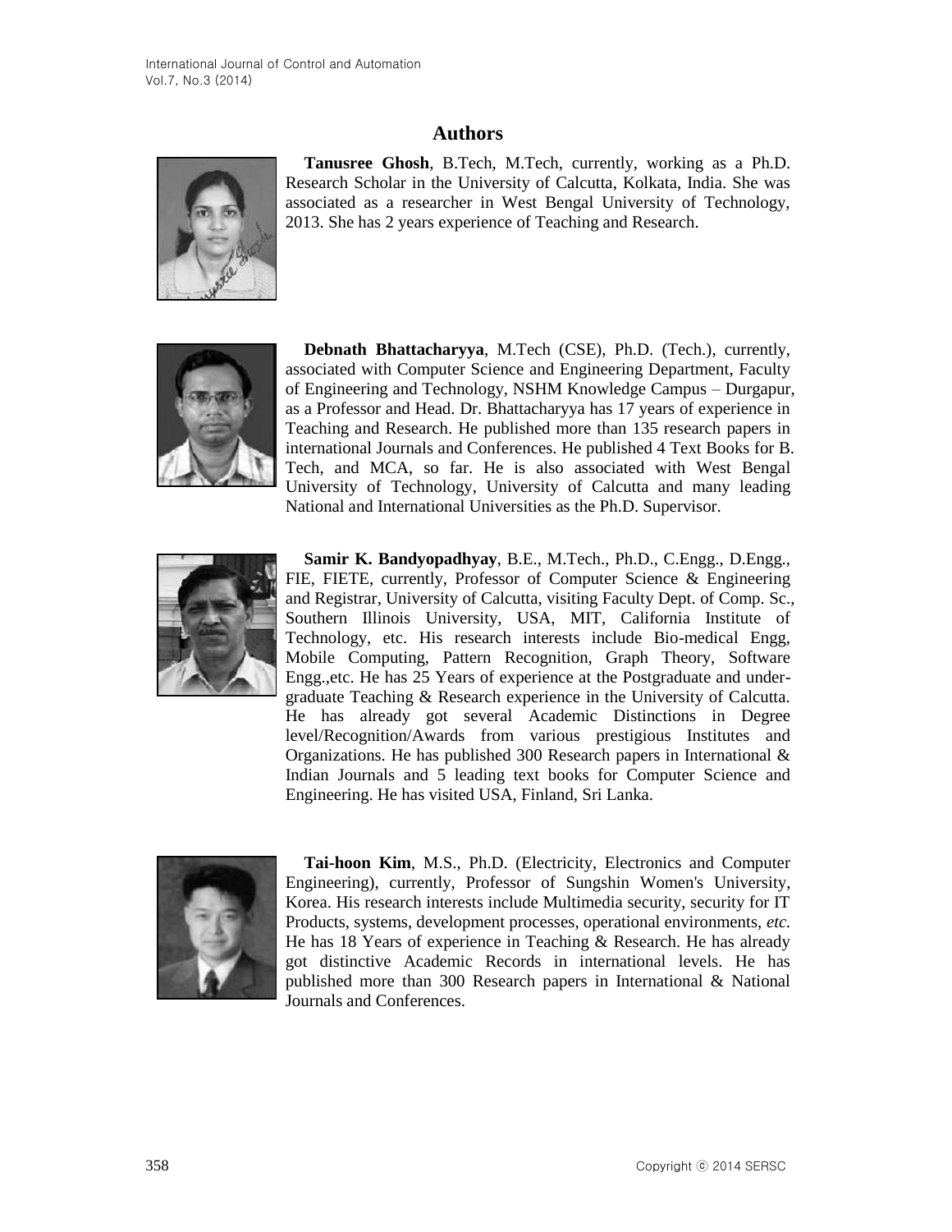## Authors

**Tanusree Ghosh**, B.Tech, M.Tech, currently, working as a Ph.D. Research Scholar in the University of Calcutta, Kolkata, India. She was associated as a researcher in West Bengal University of Technology, 2013. She has 2 years experience of Teaching and Research.

**Debnath Bhattacharyya**, M.Tech (CSE), Ph.D. (Tech.), currently, associated with Computer Science and Engineering Department, Faculty of Engineering and Technology, NSHM Knowledge Campus – Durgapur, as a Professor and Head. Dr. Bhattacharyya has 17 years of experience in Teaching and Research. He published more than 135 research papers in international Journals and Conferences. He published 4 Text Books for B. Tech, and MCA, so far. He is also associated with West Bengal University of Technology, University of Calcutta and many leading National and International Universities as the Ph.D. Supervisor.

**Samir K. Bandyopadhyay**, B.E., M.Tech., Ph.D., C.Engg., D.Engg., FIE, FIETE, currently, Professor of Computer Science & Engineering and Registrar, University of Calcutta, visiting Faculty Dept. of Comp. Sc., Southern Illinois University, USA, MIT, California Institute of Technology, etc. His research interests include Bio-medical Engg, Mobile Computing, Pattern Recognition, Graph Theory, Software Engg.,etc. He has 25 Years of experience at the Postgraduate and under-graduate Teaching & Research experience in the University of Calcutta. He has already got several Academic Distinctions in Degree level/Recognition/Awards from various prestigious Institutes and Organizations. He has published 300 Research papers in International & Indian Journals and 5 leading text books for Computer Science and Engineering. He has visited USA, Finland, Sri Lanka.

**Tai-hoon Kim**, M.S., Ph.D. (Electricity, Electronics and Computer Engineering), currently, Professor of Sungshin Women's University, Korea. His research interests include Multimedia security, security for IT Products, systems, development processes, operational environments, *etc.* He has 18 Years of experience in Teaching & Research. He has already got distinctive Academic Records in international levels. He has published more than 300 Research papers in International & National Journals and Conferences.